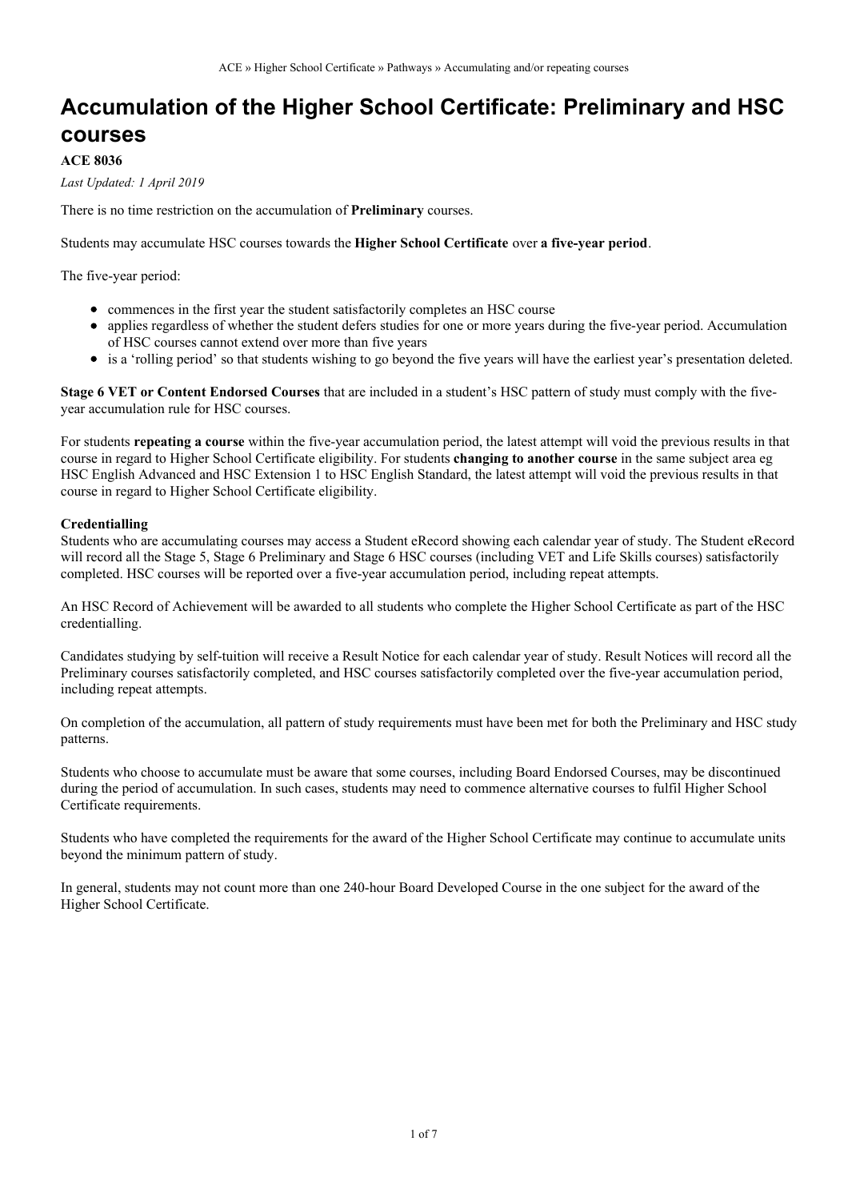# Accumulation of the Higher School Certificate: Preliminary and HSC courses

**ACE 8036**

*Last Updated: 1 April 2019*

There is no time restriction on the accumulation of **Preliminary** courses.

Students may accumulate HSC courses towards the **Higher School Certificate** over **a five-year period**.

The five-year period:

- commences in the first year the student satisfactorily completes an HSC course
- applies regardless of whether the student defers studies for one or more years during the five-year period. Accumulation of HSC courses cannot extend over more than five years
- is a 'rolling period' so that students wishing to go beyond the five years will have the earliest year's presentation deleted.

**Stage 6 VET or Content Endorsed Courses** that are included in a student's HSC pattern of study must comply with the five-year accumulation rule for HSC courses.

For students **repeating a course** within the five-year accumulation period, the latest attempt will void the previous results in that course in regard to Higher School Certificate eligibility. For students **changing to another course** in the same subject area eg HSC English Advanced and HSC Extension 1 to HSC English Standard, the latest attempt will void the previous results in that course in regard to Higher School Certificate eligibility.

**Credentialling**

Students who are accumulating courses may access a Student eRecord showing each calendar year of study. The Student eRecord will record all the Stage 5, Stage 6 Preliminary and Stage 6 HSC courses (including VET and Life Skills courses) satisfactorily completed. HSC courses will be reported over a five-year accumulation period, including repeat attempts.

An HSC Record of Achievement will be awarded to all students who complete the Higher School Certificate as part of the HSC credentialling.

Candidates studying by self-tuition will receive a Result Notice for each calendar year of study. Result Notices will record all the Preliminary courses satisfactorily completed, and HSC courses satisfactorily completed over the five-year accumulation period, including repeat attempts.

On completion of the accumulation, all pattern of study requirements must have been met for both the Preliminary and HSC study patterns.

Students who choose to accumulate must be aware that some courses, including Board Endorsed Courses, may be discontinued during the period of accumulation. In such cases, students may need to commence alternative courses to fulfil Higher School Certificate requirements.

Students who have completed the requirements for the award of the Higher School Certificate may continue to accumulate units beyond the minimum pattern of study.

In general, students may not count more than one 240-hour Board Developed Course in the one subject for the award of the Higher School Certificate.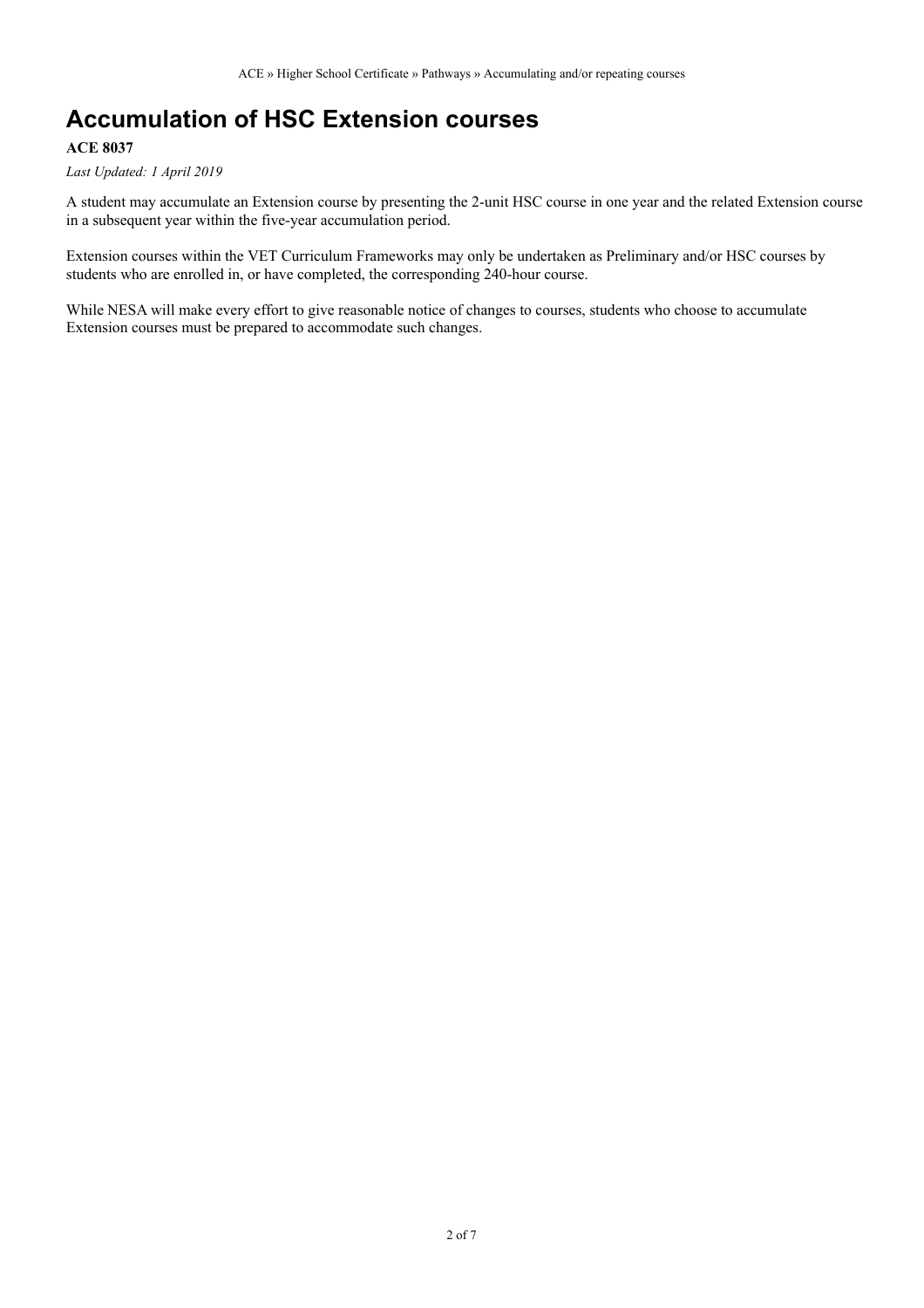# Accumulation of HSC Extension courses

**ACE 8037**

*Last Updated: 1 April 2019*

A student may accumulate an Extension course by presenting the 2-unit HSC course in one year and the related Extension course in a subsequent year within the five-year accumulation period.

Extension courses within the VET Curriculum Frameworks may only be undertaken as Preliminary and/or HSC courses by students who are enrolled in, or have completed, the corresponding 240-hour course.

While NESA will make every effort to give reasonable notice of changes to courses, students who choose to accumulate Extension courses must be prepared to accommodate such changes.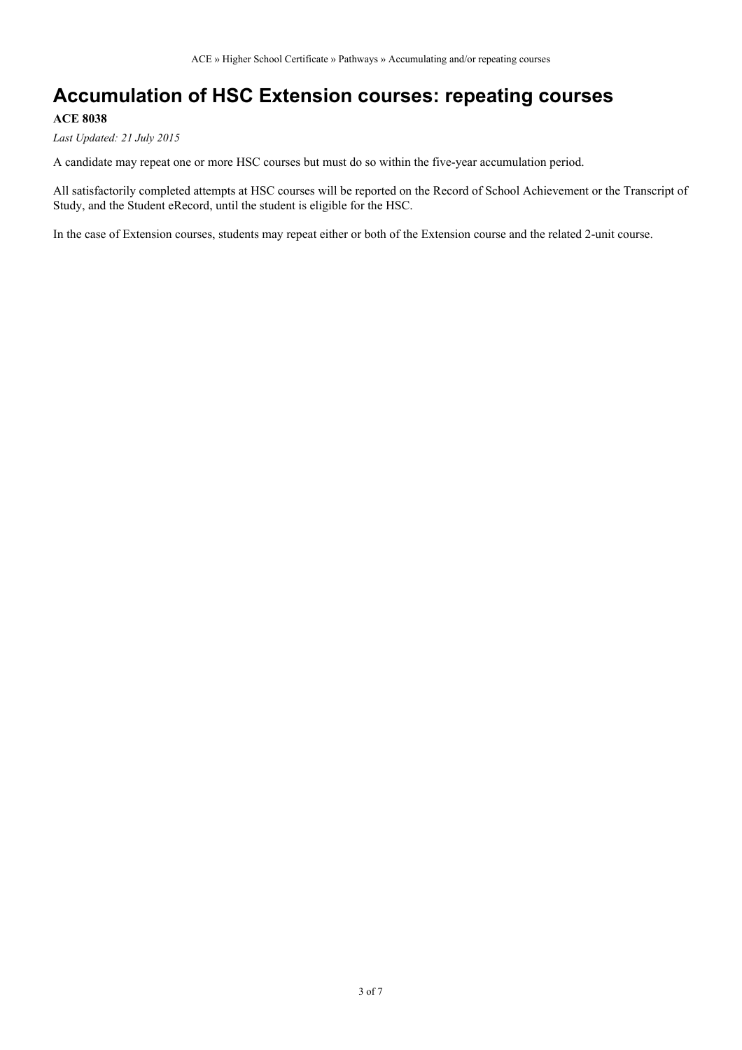# Accumulation of HSC Extension courses: repeating courses

**ACE 8038**

*Last Updated: 21 July 2015*

A candidate may repeat one or more HSC courses but must do so within the five-year accumulation period.

All satisfactorily completed attempts at HSC courses will be reported on the Record of School Achievement or the Transcript of Study, and the Student eRecord, until the student is eligible for the HSC.

In the case of Extension courses, students may repeat either or both of the Extension course and the related 2-unit course.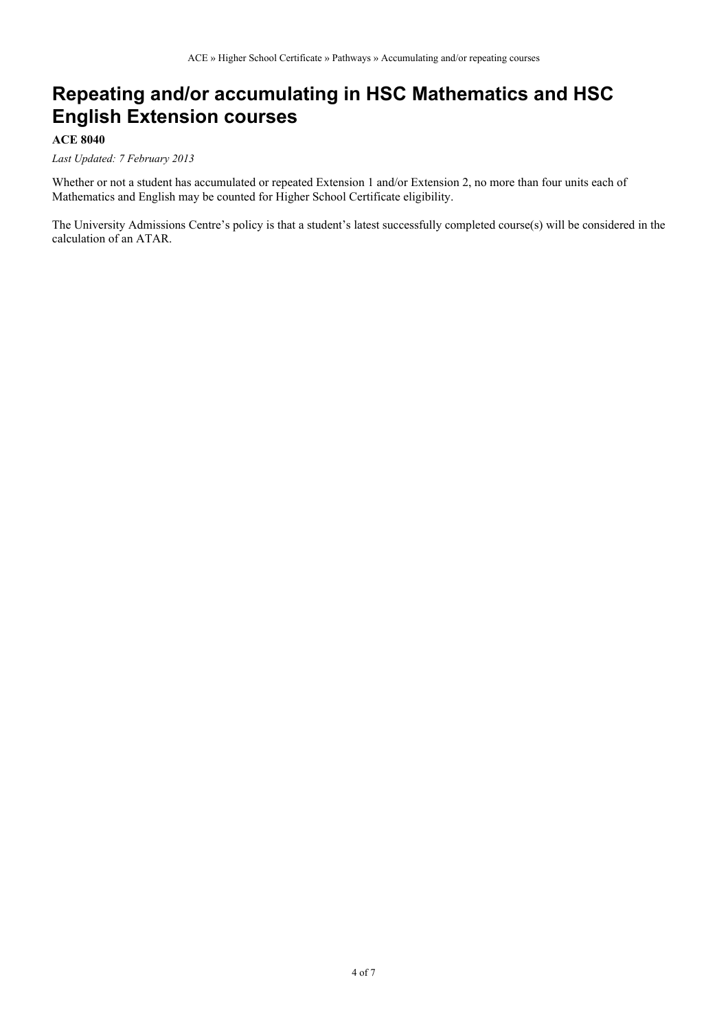# Repeating and/or accumulating in HSC Mathematics and HSC English Extension courses

**ACE 8040**

*Last Updated: 7 February 2013*

Whether or not a student has accumulated or repeated Extension 1 and/or Extension 2, no more than four units each of Mathematics and English may be counted for Higher School Certificate eligibility.

The University Admissions Centre's policy is that a student's latest successfully completed course(s) will be considered in the calculation of an ATAR.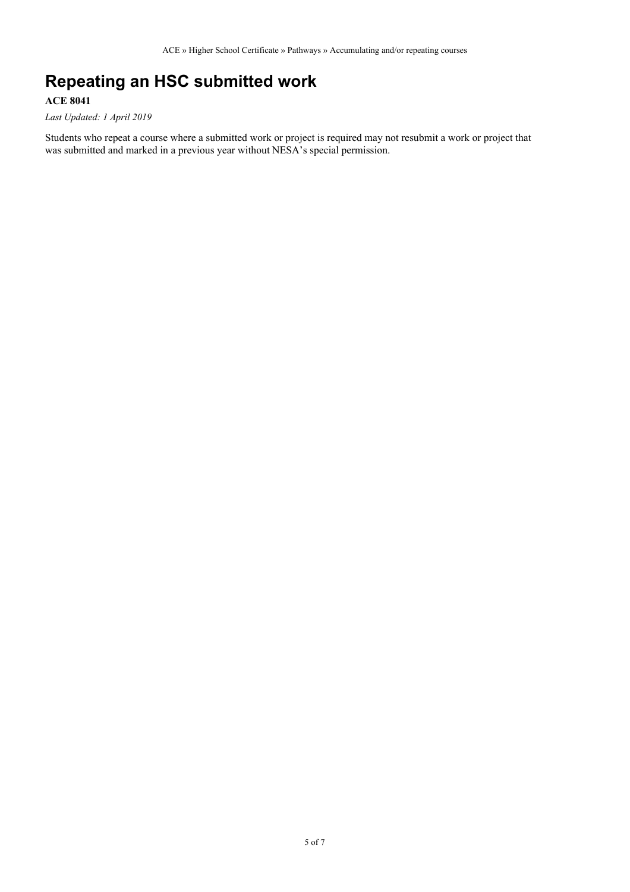# Repeating an HSC submitted work

**ACE 8041**

*Last Updated: 1 April 2019*

Students who repeat a course where a submitted work or project is required may not resubmit a work or project that was submitted and marked in a previous year without NESA's special permission.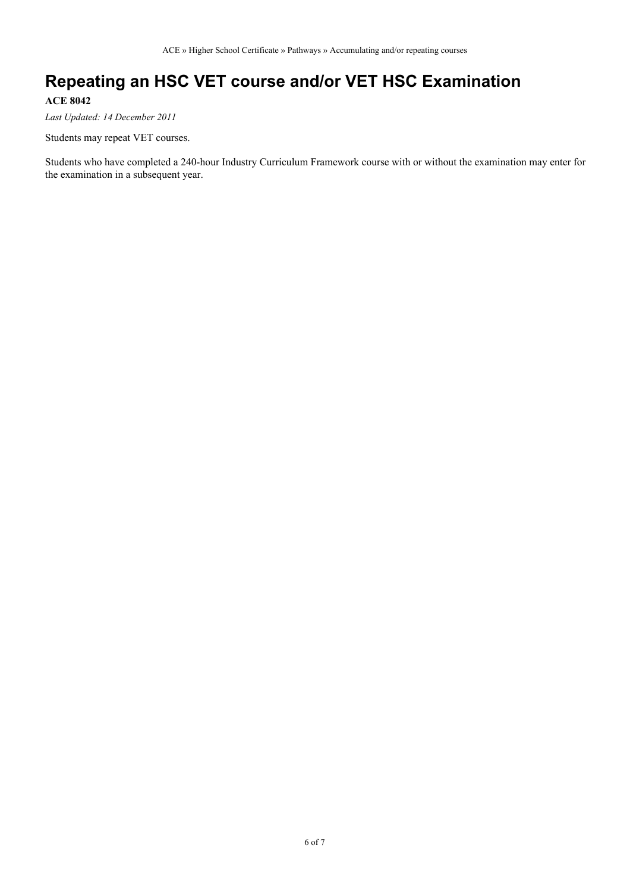# Repeating an HSC VET course and/or VET HSC Examination

**ACE 8042**

*Last Updated: 14 December 2011*

Students may repeat VET courses.

Students who have completed a 240-hour Industry Curriculum Framework course with or without the examination may enter for the examination in a subsequent year.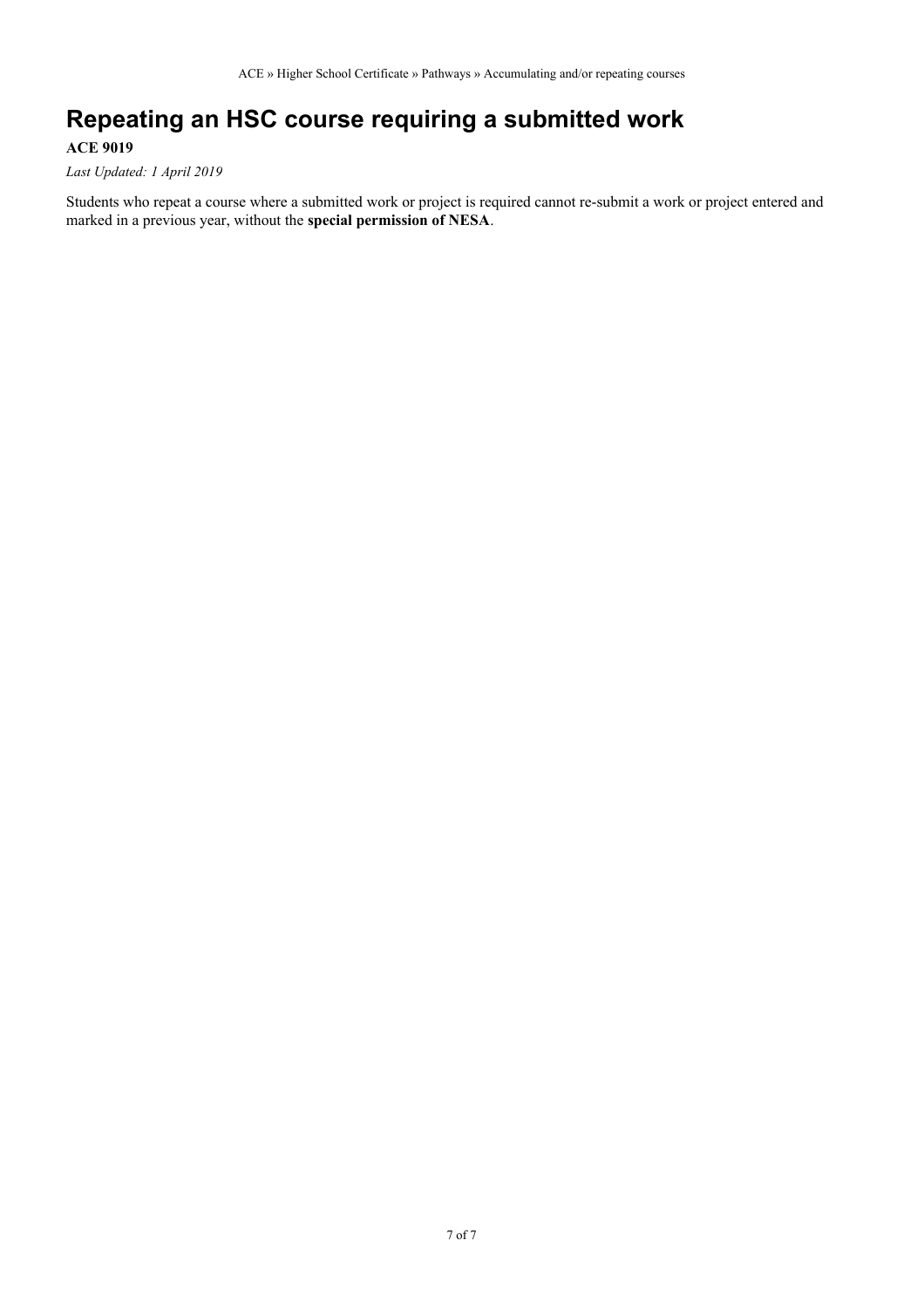# Repeating an HSC course requiring a submitted work

**ACE 9019**

*Last Updated: 1 April 2019*

Students who repeat a course where a submitted work or project is required cannot re-submit a work or project entered and marked in a previous year, without the **special permission of NESA**.